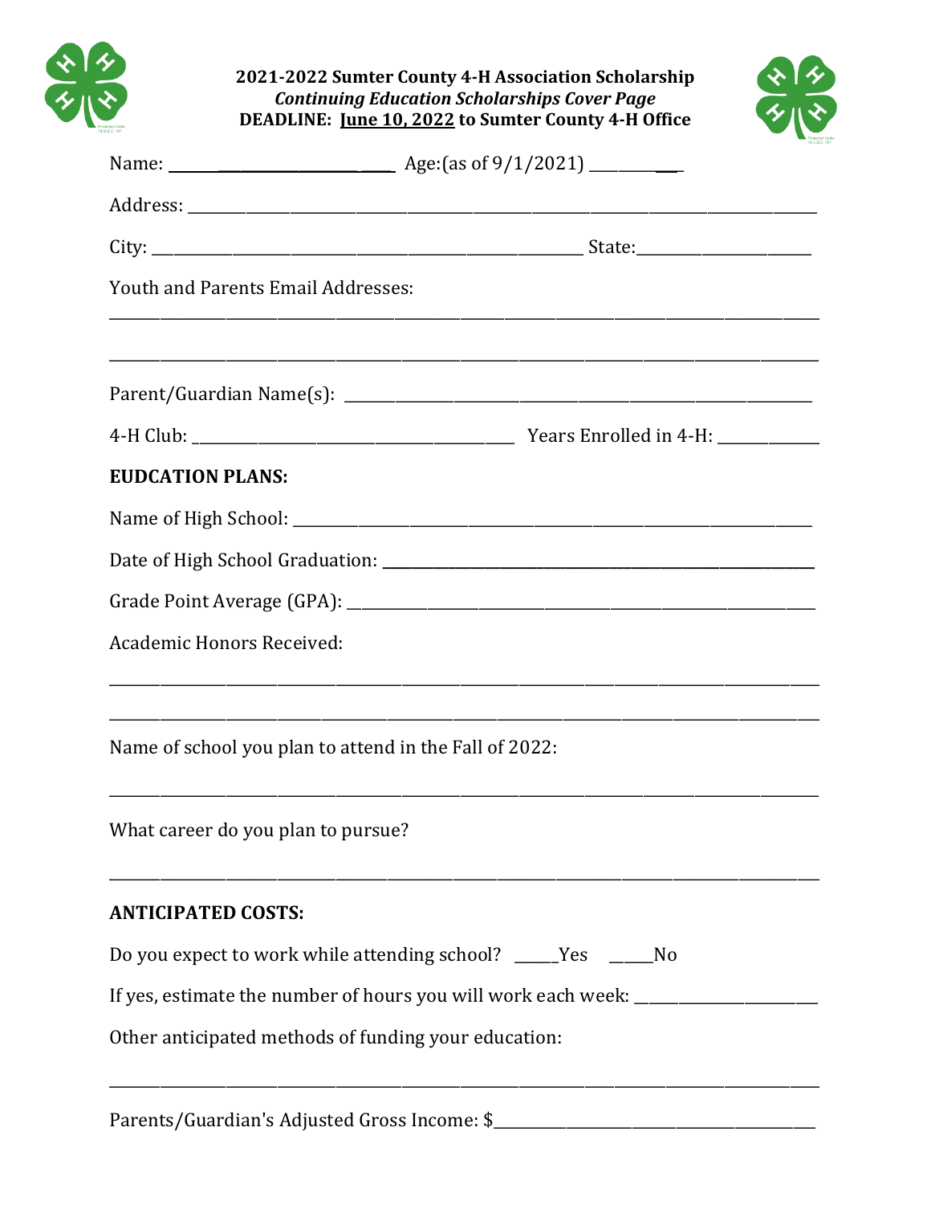**2021-2022 Sumter County 4-H Association Scholarship**
***Continuing Education Scholarships Cover Page***
**DEADLINE: <u>June 10, 2022</u> to Sumter County 4-H Office**

Name: ______________________________ Age:(as of 9/1/2021) ____________

Address: ______________________________________________________________________________

City: ______________________________________________ State:____________________

Youth and Parents Email Addresses:

______________________________________________________________________________

______________________________________________________________________________

Parent/Guardian Name(s): ____________________________________________________

4-H Club: ____________________________________ Years Enrolled in 4-H: ____________

**EUDCATION PLANS:**

Name of High School: __________________________________________________________

Date of High School Graduation: ______________________________________________

Grade Point Average (GPA): ____________________________________________________

Academic Honors Received:

______________________________________________________________________________

______________________________________________________________________________

Name of school you plan to attend in the Fall of 2022:

______________________________________________________________________________

What career do you plan to pursue?

______________________________________________________________________________

**ANTICIPATED COSTS:**

Do you expect to work while attending school? _____Yes _____No

If yes, estimate the number of hours you will work each week: ____________________

Other anticipated methods of funding your education:

______________________________________________________________________________

Parents/Guardian's Adjusted Gross Income: $____________________________________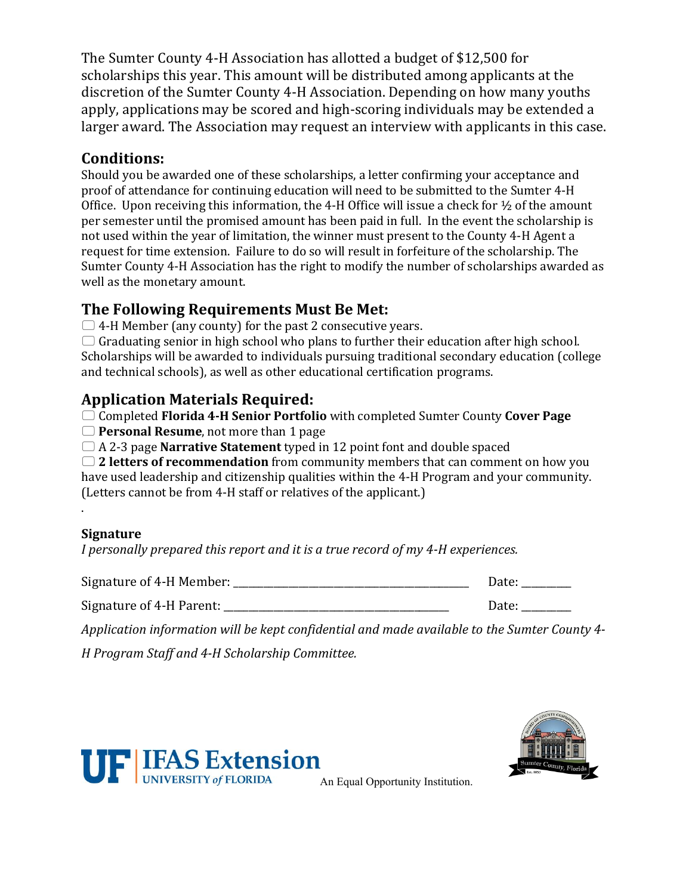The Sumter County 4-H Association has allotted a budget of $12,500 for scholarships this year. This amount will be distributed among applicants at the discretion of the Sumter County 4-H Association. Depending on how many youths apply, applications may be scored and high-scoring individuals may be extended a larger award. The Association may request an interview with applicants in this case.

## Conditions:

Should you be awarded one of these scholarships, a letter confirming your acceptance and proof of attendance for continuing education will need to be submitted to the Sumter 4-H Office. Upon receiving this information, the 4-H Office will issue a check for ½ of the amount per semester until the promised amount has been paid in full. In the event the scholarship is not used within the year of limitation, the winner must present to the County 4-H Agent a request for time extension. Failure to do so will result in forfeiture of the scholarship. The Sumter County 4-H Association has the right to modify the number of scholarships awarded as well as the monetary amount.

## The Following Requirements Must Be Met:

☐ 4-H Member (any county) for the past 2 consecutive years.

☐ Graduating senior in high school who plans to further their education after high school. Scholarships will be awarded to individuals pursuing traditional secondary education (college and technical schools), as well as other educational certification programs.

## Application Materials Required:

☐ Completed **Florida 4-H Senior Portfolio** with completed Sumter County **Cover Page**

☐ **Personal Resume**, not more than 1 page

☐ A 2-3 page **Narrative Statement** typed in 12 point font and double spaced

☐ **2 letters of recommendation** from community members that can comment on how you have used leadership and citizenship qualities within the 4-H Program and your community. (Letters cannot be from 4-H staff or relatives of the applicant.)

.

**Signature**

*I personally prepared this report and it is a true record of my 4-H experiences.*

Signature of 4-H Member: ______________________________________ Date: _________

Signature of 4-H Parent: ______________________________________ Date: _________

*Application information will be kept confidential and made available to the Sumter County 4-H Program Staff and 4-H Scholarship Committee.*

UF | IFAS Extension UNIVERSITY of FLORIDA An Equal Opportunity Institution.